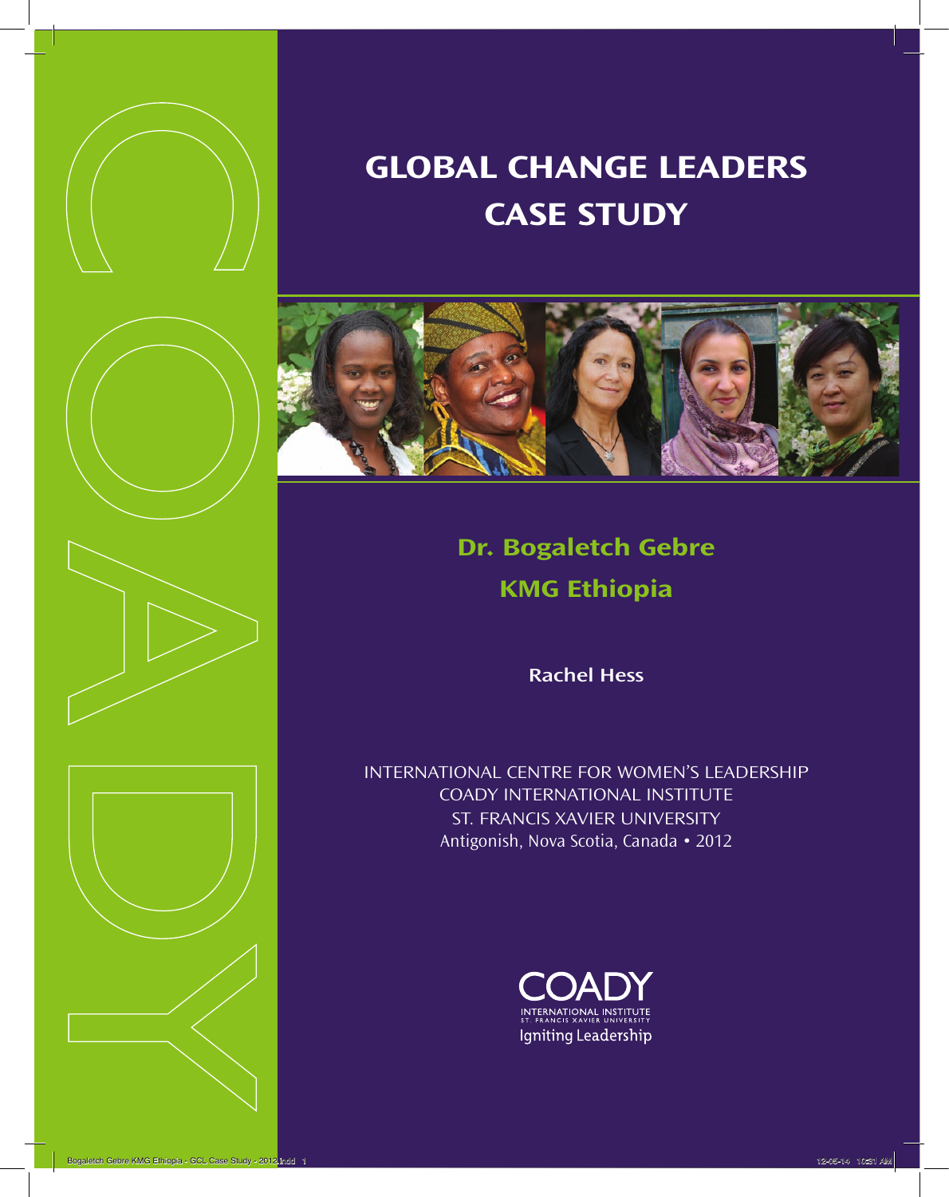# GLOBAL CHANGE LEADERS CASE STUDY

## Dr. Bogaletch Gebre
## KMG Ethiopia

**Rachel Hess**

INTERNATIONAL CENTRE FOR WOMEN'S LEADERSHIP
COADY INTERNATIONAL INSTITUTE
ST. FRANCIS XAVIER UNIVERSITY
Antigonish, Nova Scotia, Canada • 2012

COADY
INTERNATIONAL INSTITUTE
ST. FRANCIS XAVIER UNIVERSITY
Igniting Leadership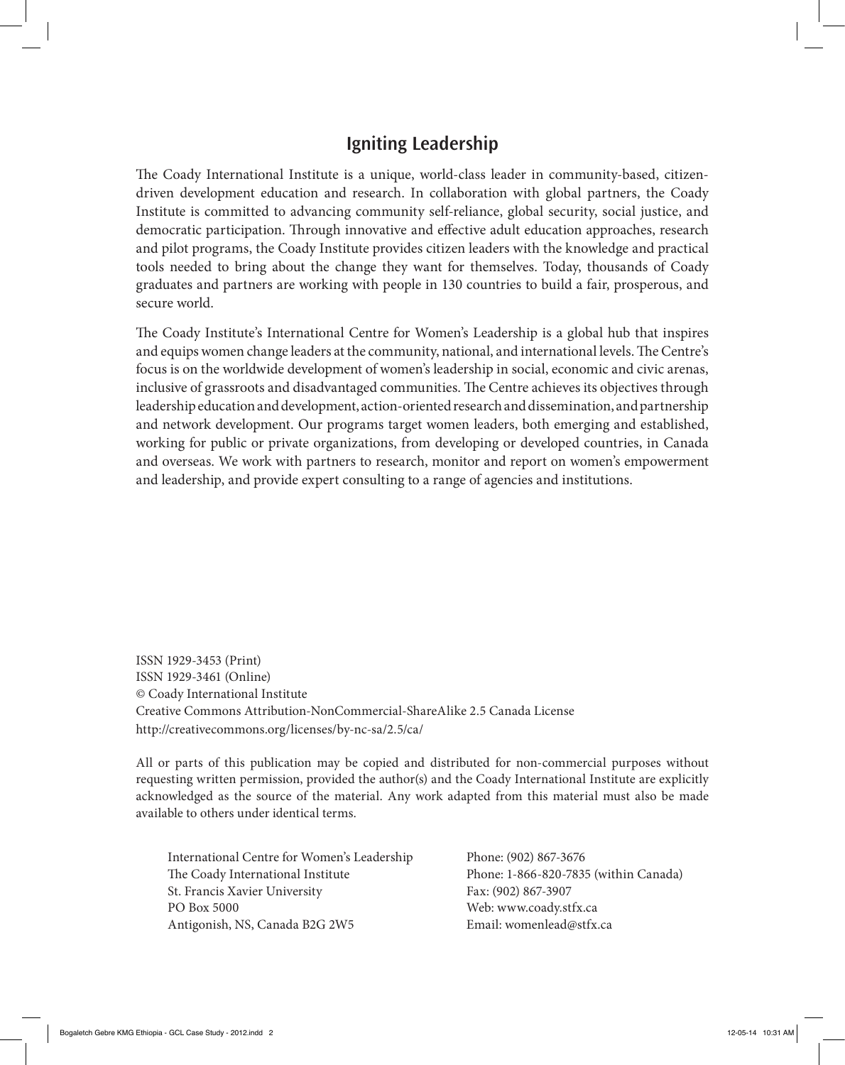## Igniting Leadership

The Coady International Institute is a unique, world-class leader in community-based, citizen-driven development education and research. In collaboration with global partners, the Coady Institute is committed to advancing community self-reliance, global security, social justice, and democratic participation. Through innovative and effective adult education approaches, research and pilot programs, the Coady Institute provides citizen leaders with the knowledge and practical tools needed to bring about the change they want for themselves. Today, thousands of Coady graduates and partners are working with people in 130 countries to build a fair, prosperous, and secure world.

The Coady Institute's International Centre for Women's Leadership is a global hub that inspires and equips women change leaders at the community, national, and international levels. The Centre's focus is on the worldwide development of women's leadership in social, economic and civic arenas, inclusive of grassroots and disadvantaged communities. The Centre achieves its objectives through leadership education and development, action-oriented research and dissemination, and partnership and network development. Our programs target women leaders, both emerging and established, working for public or private organizations, from developing or developed countries, in Canada and overseas. We work with partners to research, monitor and report on women's empowerment and leadership, and provide expert consulting to a range of agencies and institutions.

ISSN 1929-3453 (Print)
ISSN 1929-3461 (Online)
© Coady International Institute
Creative Commons Attribution-NonCommercial-ShareAlike 2.5 Canada License
http://creativecommons.org/licenses/by-nc-sa/2.5/ca/

All or parts of this publication may be copied and distributed for non-commercial purposes without requesting written permission, provided the author(s) and the Coady International Institute are explicitly acknowledged as the source of the material. Any work adapted from this material must also be made available to others under identical terms.

International Centre for Women's Leadership
The Coady International Institute
St. Francis Xavier University
PO Box 5000
Antigonish, NS, Canada B2G 2W5

Phone: (902) 867-3676
Phone: 1-866-820-7835 (within Canada)
Fax: (902) 867-3907
Web: www.coady.stfx.ca
Email: womenlead@stfx.ca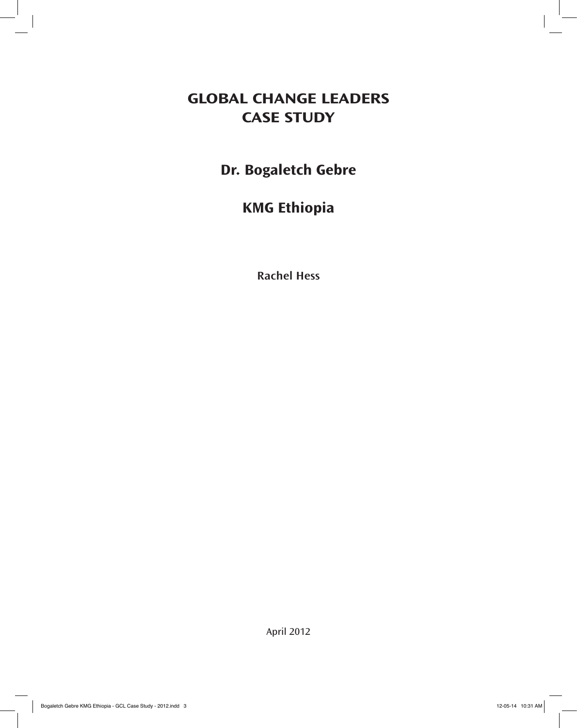# GLOBAL CHANGE LEADERS CASE STUDY

## Dr. Bogaletch Gebre

## KMG Ethiopia

**Rachel Hess**

April 2012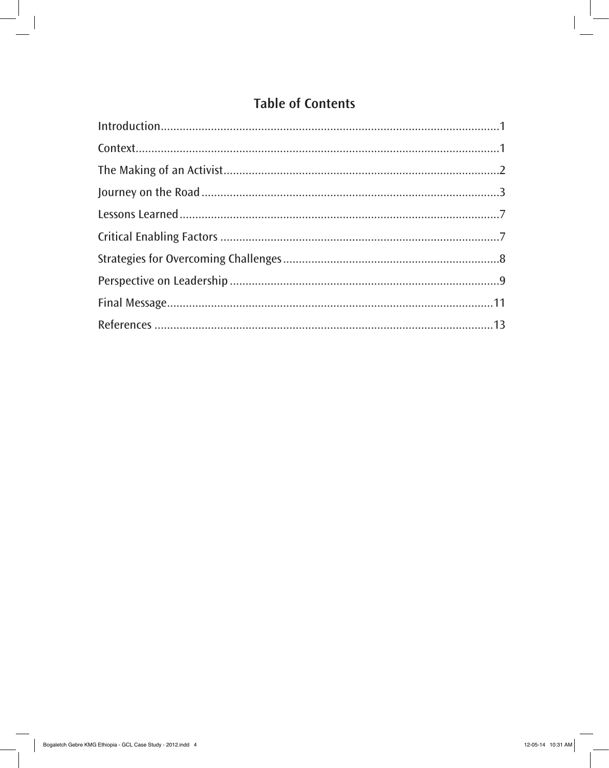## Table of Contents

Introduction..........................................................................................................1

Context..................................................................................................................1

The Making of an Activist.......................................................................................2

Journey on the Road.............................................................................................3

Lessons Learned.....................................................................................................7

Critical Enabling Factors........................................................................................7

Strategies for Overcoming Challenges....................................................................8

Perspective on Leadership.....................................................................................9

Final Message.......................................................................................................11

References...........................................................................................................13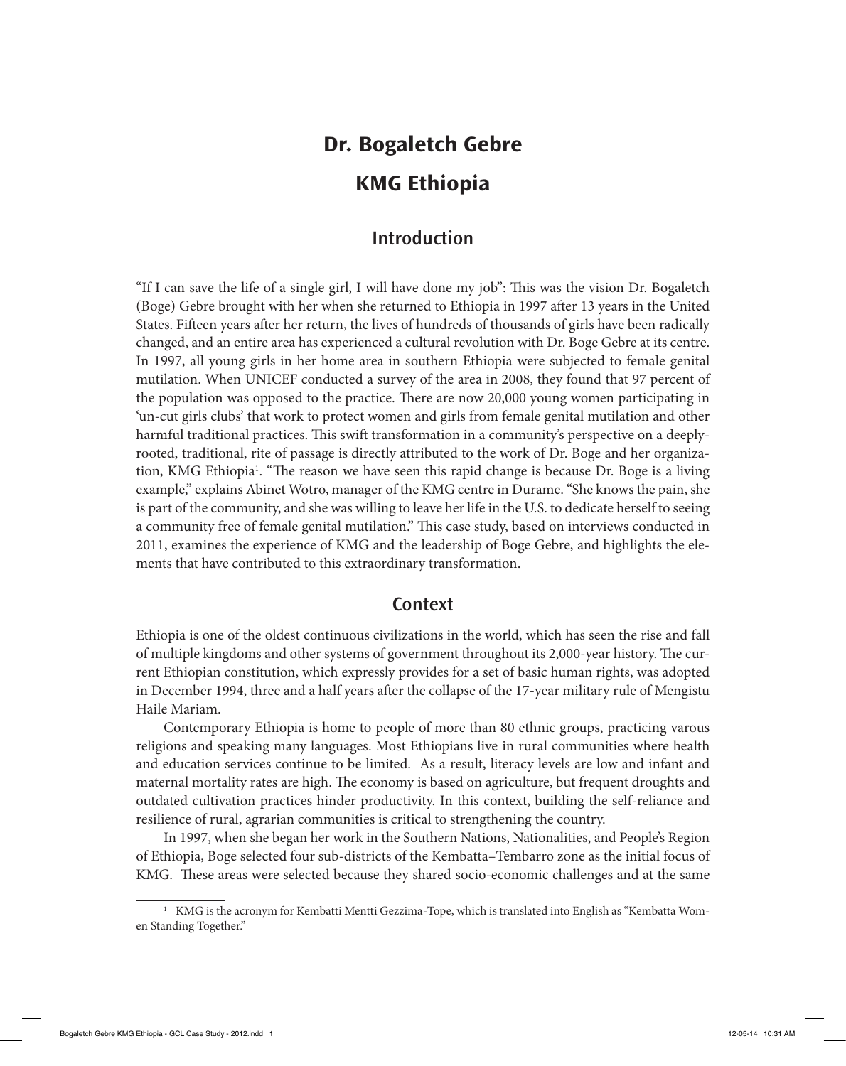# Dr. Bogaletch Gebre

# KMG Ethiopia

## Introduction

"If I can save the life of a single girl, I will have done my job": This was the vision Dr. Bogaletch (Boge) Gebre brought with her when she returned to Ethiopia in 1997 after 13 years in the United States. Fifteen years after her return, the lives of hundreds of thousands of girls have been radically changed, and an entire area has experienced a cultural revolution with Dr. Boge Gebre at its centre. In 1997, all young girls in her home area in southern Ethiopia were subjected to female genital mutilation. When UNICEF conducted a survey of the area in 2008, they found that 97 percent of the population was opposed to the practice. There are now 20,000 young women participating in 'un-cut girls clubs' that work to protect women and girls from female genital mutilation and other harmful traditional practices. This swift transformation in a community's perspective on a deeply-rooted, traditional, rite of passage is directly attributed to the work of Dr. Boge and her organization, KMG Ethiopia[1]. "The reason we have seen this rapid change is because Dr. Boge is a living example," explains Abinet Wotro, manager of the KMG centre in Durame. "She knows the pain, she is part of the community, and she was willing to leave her life in the U.S. to dedicate herself to seeing a community free of female genital mutilation." This case study, based on interviews conducted in 2011, examines the experience of KMG and the leadership of Boge Gebre, and highlights the elements that have contributed to this extraordinary transformation.

## Context

Ethiopia is one of the oldest continuous civilizations in the world, which has seen the rise and fall of multiple kingdoms and other systems of government throughout its 2,000-year history. The current Ethiopian constitution, which expressly provides for a set of basic human rights, was adopted in December 1994, three and a half years after the collapse of the 17-year military rule of Mengistu Haile Mariam.

Contemporary Ethiopia is home to people of more than 80 ethnic groups, practicing varous religions and speaking many languages. Most Ethiopians live in rural communities where health and education services continue to be limited. As a result, literacy levels are low and infant and maternal mortality rates are high. The economy is based on agriculture, but frequent droughts and outdated cultivation practices hinder productivity. In this context, building the self-reliance and resilience of rural, agrarian communities is critical to strengthening the country.

In 1997, when she began her work in the Southern Nations, Nationalities, and People's Region of Ethiopia, Boge selected four sub-districts of the Kembatta–Tembarro zone as the initial focus of KMG. These areas were selected because they shared socio-economic challenges and at the same

---

[1] KMG is the acronym for Kembatti Mentti Gezzima-Tope, which is translated into English as "Kembatta Women Standing Together."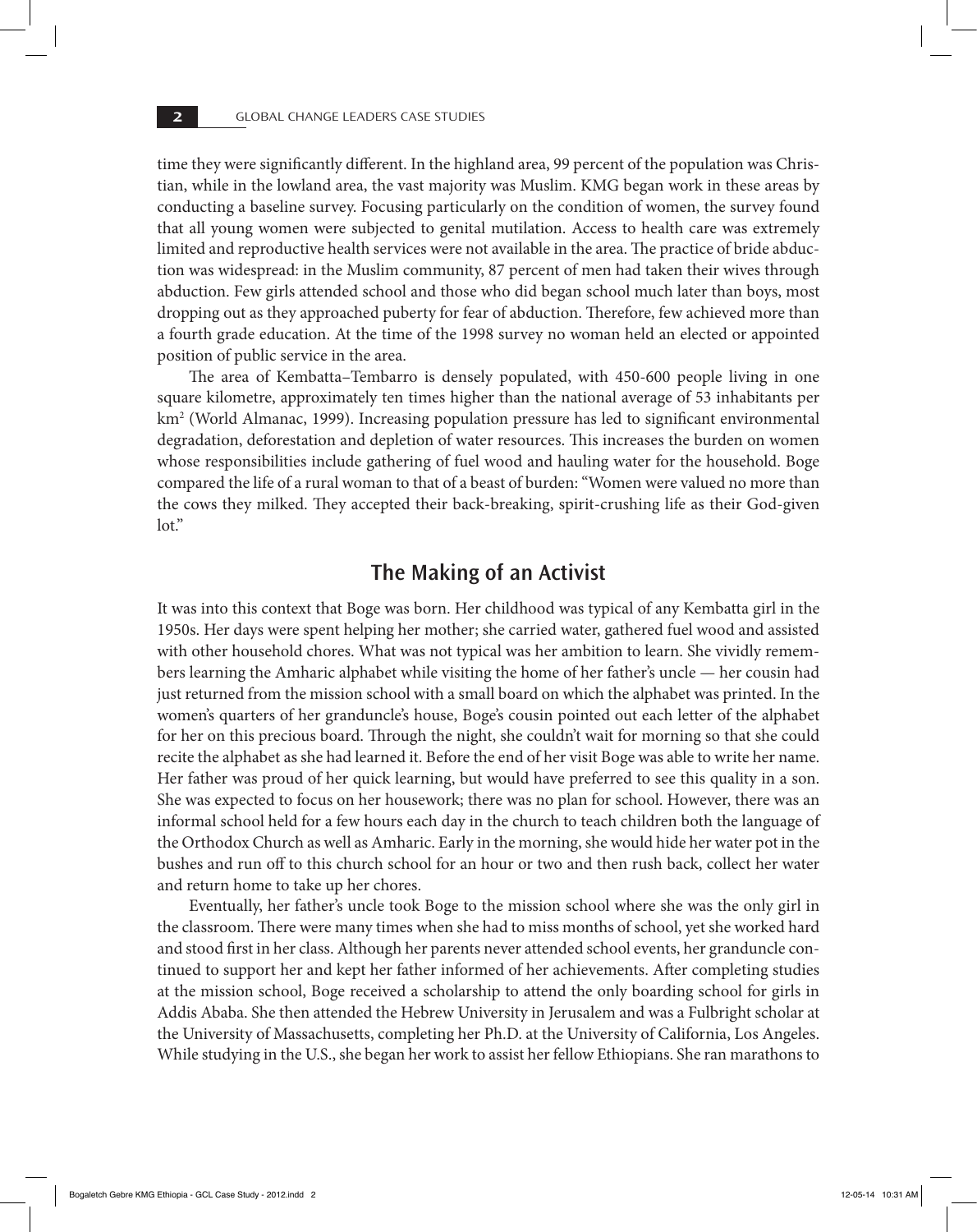time they were significantly different. In the highland area, 99 percent of the population was Christian, while in the lowland area, the vast majority was Muslim. KMG began work in these areas by conducting a baseline survey. Focusing particularly on the condition of women, the survey found that all young women were subjected to genital mutilation. Access to health care was extremely limited and reproductive health services were not available in the area. The practice of bride abduction was widespread: in the Muslim community, 87 percent of men had taken their wives through abduction. Few girls attended school and those who did began school much later than boys, most dropping out as they approached puberty for fear of abduction. Therefore, few achieved more than a fourth grade education. At the time of the 1998 survey no woman held an elected or appointed position of public service in the area.

The area of Kembatta–Tembarro is densely populated, with 450-600 people living in one square kilometre, approximately ten times higher than the national average of 53 inhabitants per km$^2$ (World Almanac, 1999). Increasing population pressure has led to significant environmental degradation, deforestation and depletion of water resources. This increases the burden on women whose responsibilities include gathering of fuel wood and hauling water for the household. Boge compared the life of a rural woman to that of a beast of burden: "Women were valued no more than the cows they milked. They accepted their back-breaking, spirit-crushing life as their God-given lot."

## The Making of an Activist

It was into this context that Boge was born. Her childhood was typical of any Kembatta girl in the 1950s. Her days were spent helping her mother; she carried water, gathered fuel wood and assisted with other household chores. What was not typical was her ambition to learn. She vividly remembers learning the Amharic alphabet while visiting the home of her father's uncle — her cousin had just returned from the mission school with a small board on which the alphabet was printed. In the women's quarters of her granduncle's house, Boge's cousin pointed out each letter of the alphabet for her on this precious board. Through the night, she couldn't wait for morning so that she could recite the alphabet as she had learned it. Before the end of her visit Boge was able to write her name. Her father was proud of her quick learning, but would have preferred to see this quality in a son. She was expected to focus on her housework; there was no plan for school. However, there was an informal school held for a few hours each day in the church to teach children both the language of the Orthodox Church as well as Amharic. Early in the morning, she would hide her water pot in the bushes and run off to this church school for an hour or two and then rush back, collect her water and return home to take up her chores.

Eventually, her father's uncle took Boge to the mission school where she was the only girl in the classroom. There were many times when she had to miss months of school, yet she worked hard and stood first in her class. Although her parents never attended school events, her granduncle continued to support her and kept her father informed of her achievements. After completing studies at the mission school, Boge received a scholarship to attend the only boarding school for girls in Addis Ababa. She then attended the Hebrew University in Jerusalem and was a Fulbright scholar at the University of Massachusetts, completing her Ph.D. at the University of California, Los Angeles. While studying in the U.S., she began her work to assist her fellow Ethiopians. She ran marathons to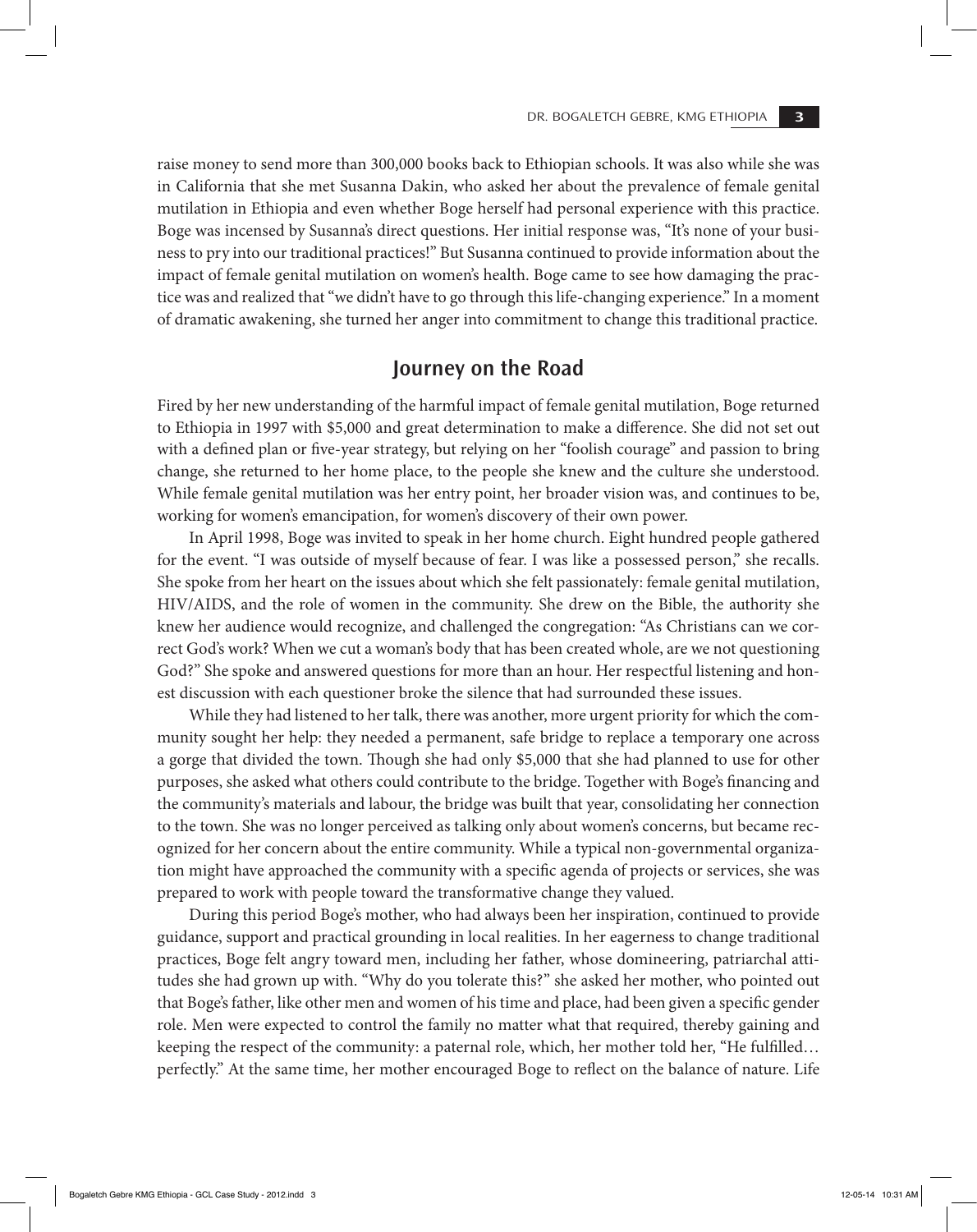raise money to send more than 300,000 books back to Ethiopian schools. It was also while she was in California that she met Susanna Dakin, who asked her about the prevalence of female genital mutilation in Ethiopia and even whether Boge herself had personal experience with this practice. Boge was incensed by Susanna's direct questions. Her initial response was, "It's none of your business to pry into our traditional practices!" But Susanna continued to provide information about the impact of female genital mutilation on women's health. Boge came to see how damaging the practice was and realized that "we didn't have to go through this life-changing experience." In a moment of dramatic awakening, she turned her anger into commitment to change this traditional practice.

## Journey on the Road

Fired by her new understanding of the harmful impact of female genital mutilation, Boge returned to Ethiopia in 1997 with $5,000 and great determination to make a difference. She did not set out with a defined plan or five-year strategy, but relying on her "foolish courage" and passion to bring change, she returned to her home place, to the people she knew and the culture she understood. While female genital mutilation was her entry point, her broader vision was, and continues to be, working for women's emancipation, for women's discovery of their own power.

In April 1998, Boge was invited to speak in her home church. Eight hundred people gathered for the event. "I was outside of myself because of fear. I was like a possessed person," she recalls. She spoke from her heart on the issues about which she felt passionately: female genital mutilation, HIV/AIDS, and the role of women in the community. She drew on the Bible, the authority she knew her audience would recognize, and challenged the congregation: "As Christians can we correct God's work? When we cut a woman's body that has been created whole, are we not questioning God?" She spoke and answered questions for more than an hour. Her respectful listening and honest discussion with each questioner broke the silence that had surrounded these issues.

While they had listened to her talk, there was another, more urgent priority for which the community sought her help: they needed a permanent, safe bridge to replace a temporary one across a gorge that divided the town. Though she had only $5,000 that she had planned to use for other purposes, she asked what others could contribute to the bridge. Together with Boge's financing and the community's materials and labour, the bridge was built that year, consolidating her connection to the town. She was no longer perceived as talking only about women's concerns, but became recognized for her concern about the entire community. While a typical non-governmental organization might have approached the community with a specific agenda of projects or services, she was prepared to work with people toward the transformative change they valued.

During this period Boge's mother, who had always been her inspiration, continued to provide guidance, support and practical grounding in local realities. In her eagerness to change traditional practices, Boge felt angry toward men, including her father, whose domineering, patriarchal attitudes she had grown up with. "Why do you tolerate this?" she asked her mother, who pointed out that Boge's father, like other men and women of his time and place, had been given a specific gender role. Men were expected to control the family no matter what that required, thereby gaining and keeping the respect of the community: a paternal role, which, her mother told her, "He fulfilled… perfectly." At the same time, her mother encouraged Boge to reflect on the balance of nature. Life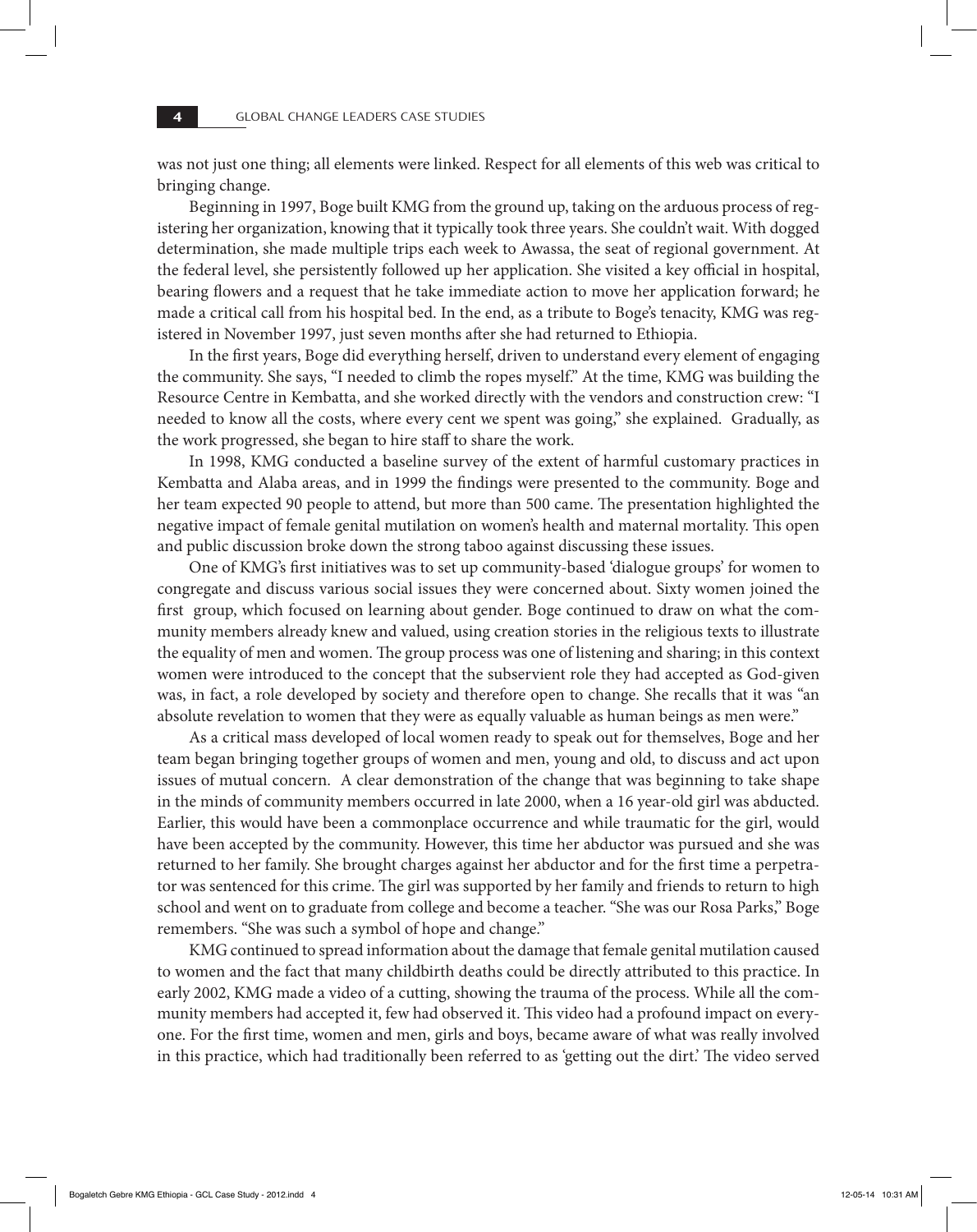was not just one thing; all elements were linked. Respect for all elements of this web was critical to bringing change.

Beginning in 1997, Boge built KMG from the ground up, taking on the arduous process of registering her organization, knowing that it typically took three years. She couldn't wait. With dogged determination, she made multiple trips each week to Awassa, the seat of regional government. At the federal level, she persistently followed up her application. She visited a key official in hospital, bearing flowers and a request that he take immediate action to move her application forward; he made a critical call from his hospital bed. In the end, as a tribute to Boge's tenacity, KMG was registered in November 1997, just seven months after she had returned to Ethiopia.

In the first years, Boge did everything herself, driven to understand every element of engaging the community. She says, "I needed to climb the ropes myself." At the time, KMG was building the Resource Centre in Kembatta, and she worked directly with the vendors and construction crew: "I needed to know all the costs, where every cent we spent was going," she explained. Gradually, as the work progressed, she began to hire staff to share the work.

In 1998, KMG conducted a baseline survey of the extent of harmful customary practices in Kembatta and Alaba areas, and in 1999 the findings were presented to the community. Boge and her team expected 90 people to attend, but more than 500 came. The presentation highlighted the negative impact of female genital mutilation on women's health and maternal mortality. This open and public discussion broke down the strong taboo against discussing these issues.

One of KMG's first initiatives was to set up community-based 'dialogue groups' for women to congregate and discuss various social issues they were concerned about. Sixty women joined the first group, which focused on learning about gender. Boge continued to draw on what the community members already knew and valued, using creation stories in the religious texts to illustrate the equality of men and women. The group process was one of listening and sharing; in this context women were introduced to the concept that the subservient role they had accepted as God-given was, in fact, a role developed by society and therefore open to change. She recalls that it was "an absolute revelation to women that they were as equally valuable as human beings as men were."

As a critical mass developed of local women ready to speak out for themselves, Boge and her team began bringing together groups of women and men, young and old, to discuss and act upon issues of mutual concern. A clear demonstration of the change that was beginning to take shape in the minds of community members occurred in late 2000, when a 16 year-old girl was abducted. Earlier, this would have been a commonplace occurrence and while traumatic for the girl, would have been accepted by the community. However, this time her abductor was pursued and she was returned to her family. She brought charges against her abductor and for the first time a perpetrator was sentenced for this crime. The girl was supported by her family and friends to return to high school and went on to graduate from college and become a teacher. "She was our Rosa Parks," Boge remembers. "She was such a symbol of hope and change."

KMG continued to spread information about the damage that female genital mutilation caused to women and the fact that many childbirth deaths could be directly attributed to this practice. In early 2002, KMG made a video of a cutting, showing the trauma of the process. While all the community members had accepted it, few had observed it. This video had a profound impact on everyone. For the first time, women and men, girls and boys, became aware of what was really involved in this practice, which had traditionally been referred to as 'getting out the dirt.' The video served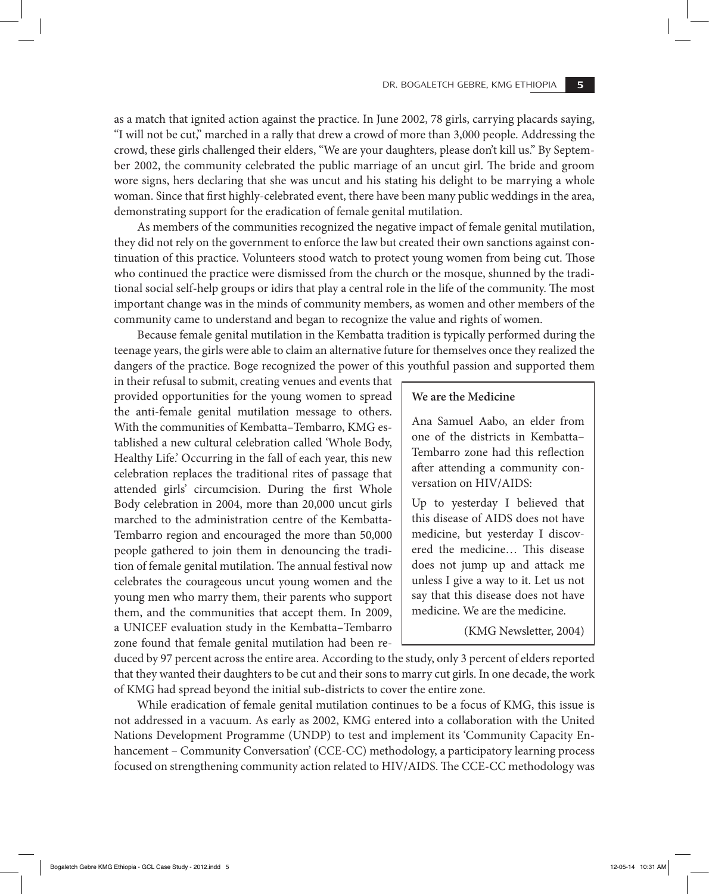as a match that ignited action against the practice. In June 2002, 78 girls, carrying placards saying, "I will not be cut," marched in a rally that drew a crowd of more than 3,000 people. Addressing the crowd, these girls challenged their elders, "We are your daughters, please don't kill us." By September 2002, the community celebrated the public marriage of an uncut girl. The bride and groom wore signs, hers declaring that she was uncut and his stating his delight to be marrying a whole woman. Since that first highly-celebrated event, there have been many public weddings in the area, demonstrating support for the eradication of female genital mutilation.

As members of the communities recognized the negative impact of female genital mutilation, they did not rely on the government to enforce the law but created their own sanctions against continuation of this practice. Volunteers stood watch to protect young women from being cut. Those who continued the practice were dismissed from the church or the mosque, shunned by the traditional social self-help groups or idirs that play a central role in the life of the community. The most important change was in the minds of community members, as women and other members of the community came to understand and began to recognize the value and rights of women.

Because female genital mutilation in the Kembatta tradition is typically performed during the teenage years, the girls were able to claim an alternative future for themselves once they realized the dangers of the practice. Boge recognized the power of this youthful passion and supported them in their refusal to submit, creating venues and events that provided opportunities for the young women to spread the anti-female genital mutilation message to others. With the communities of Kembatta–Tembarro, KMG established a new cultural celebration called 'Whole Body, Healthy Life.' Occurring in the fall of each year, this new celebration replaces the traditional rites of passage that attended girls' circumcision. During the first Whole Body celebration in 2004, more than 20,000 uncut girls marched to the administration centre of the Kembatta-Tembarro region and encouraged the more than 50,000 people gathered to join them in denouncing the tradition of female genital mutilation. The annual festival now celebrates the courageous uncut young women and the young men who marry them, their parents who support them, and the communities that accept them. In 2009, a UNICEF evaluation study in the Kembatta–Tembarro zone found that female genital mutilation had been reduced by 97 percent across the entire area. According to the study, only 3 percent of elders reported that they wanted their daughters to be cut and their sons to marry cut girls. In one decade, the work of KMG had spread beyond the initial sub-districts to cover the entire zone.

> **We are the Medicine**
>
> Ana Samuel Aabo, an elder from one of the districts in Kembatta–Tembarro zone had this reflection after attending a community conversation on HIV/AIDS:
>
> Up to yesterday I believed that this disease of AIDS does not have medicine, but yesterday I discovered the medicine… This disease does not jump up and attack me unless I give a way to it. Let us not say that this disease does not have medicine. We are the medicine.
>
> (KMG Newsletter, 2004)

While eradication of female genital mutilation continues to be a focus of KMG, this issue is not addressed in a vacuum. As early as 2002, KMG entered into a collaboration with the United Nations Development Programme (UNDP) to test and implement its 'Community Capacity Enhancement – Community Conversation' (CCE-CC) methodology, a participatory learning process focused on strengthening community action related to HIV/AIDS. The CCE-CC methodology was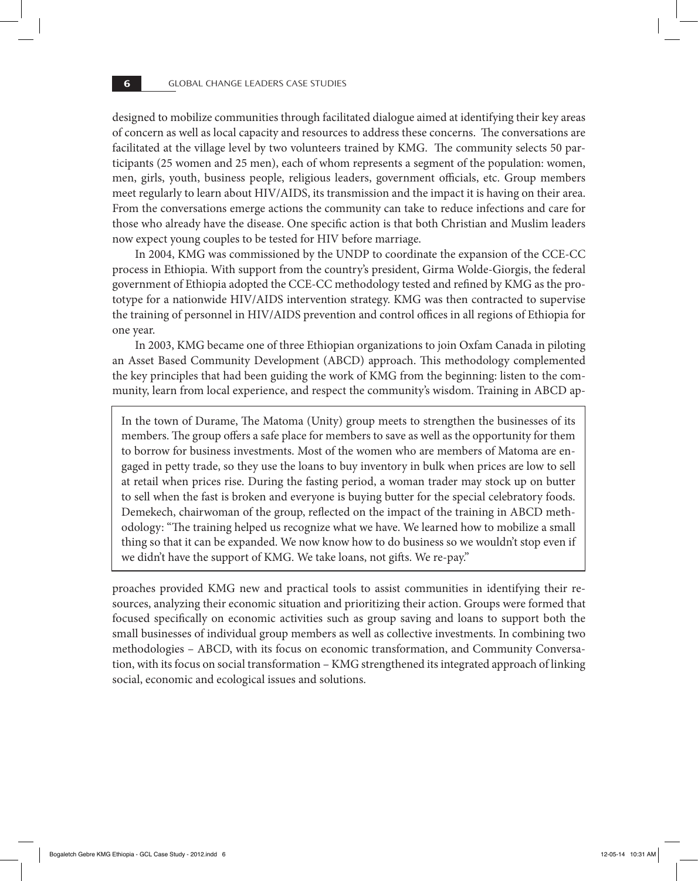designed to mobilize communities through facilitated dialogue aimed at identifying their key areas of concern as well as local capacity and resources to address these concerns. The conversations are facilitated at the village level by two volunteers trained by KMG. The community selects 50 participants (25 women and 25 men), each of whom represents a segment of the population: women, men, girls, youth, business people, religious leaders, government officials, etc. Group members meet regularly to learn about HIV/AIDS, its transmission and the impact it is having on their area. From the conversations emerge actions the community can take to reduce infections and care for those who already have the disease. One specific action is that both Christian and Muslim leaders now expect young couples to be tested for HIV before marriage.

In 2004, KMG was commissioned by the UNDP to coordinate the expansion of the CCE-CC process in Ethiopia. With support from the country's president, Girma Wolde-Giorgis, the federal government of Ethiopia adopted the CCE-CC methodology tested and refined by KMG as the prototype for a nationwide HIV/AIDS intervention strategy. KMG was then contracted to supervise the training of personnel in HIV/AIDS prevention and control offices in all regions of Ethiopia for one year.

In 2003, KMG became one of three Ethiopian organizations to join Oxfam Canada in piloting an Asset Based Community Development (ABCD) approach. This methodology complemented the key principles that had been guiding the work of KMG from the beginning: listen to the community, learn from local experience, and respect the community's wisdom. Training in ABCD approaches provided KMG new and practical tools to assist communities in identifying their resources, analyzing their economic situation and prioritizing their action. Groups were formed that focused specifically on economic activities such as group saving and loans to support both the small businesses of individual group members as well as collective investments. In combining two methodologies – ABCD, with its focus on economic transformation, and Community Conversation, with its focus on social transformation – KMG strengthened its integrated approach of linking social, economic and ecological issues and solutions.

> In the town of Durame, The Matoma (Unity) group meets to strengthen the businesses of its members. The group offers a safe place for members to save as well as the opportunity for them to borrow for business investments. Most of the women who are members of Matoma are engaged in petty trade, so they use the loans to buy inventory in bulk when prices are low to sell at retail when prices rise. During the fasting period, a woman trader may stock up on butter to sell when the fast is broken and everyone is buying butter for the special celebratory foods. Demekech, chairwoman of the group, reflected on the impact of the training in ABCD methodology: "The training helped us recognize what we have. We learned how to mobilize a small thing so that it can be expanded. We now know how to do business so we wouldn't stop even if we didn't have the support of KMG. We take loans, not gifts. We re-pay."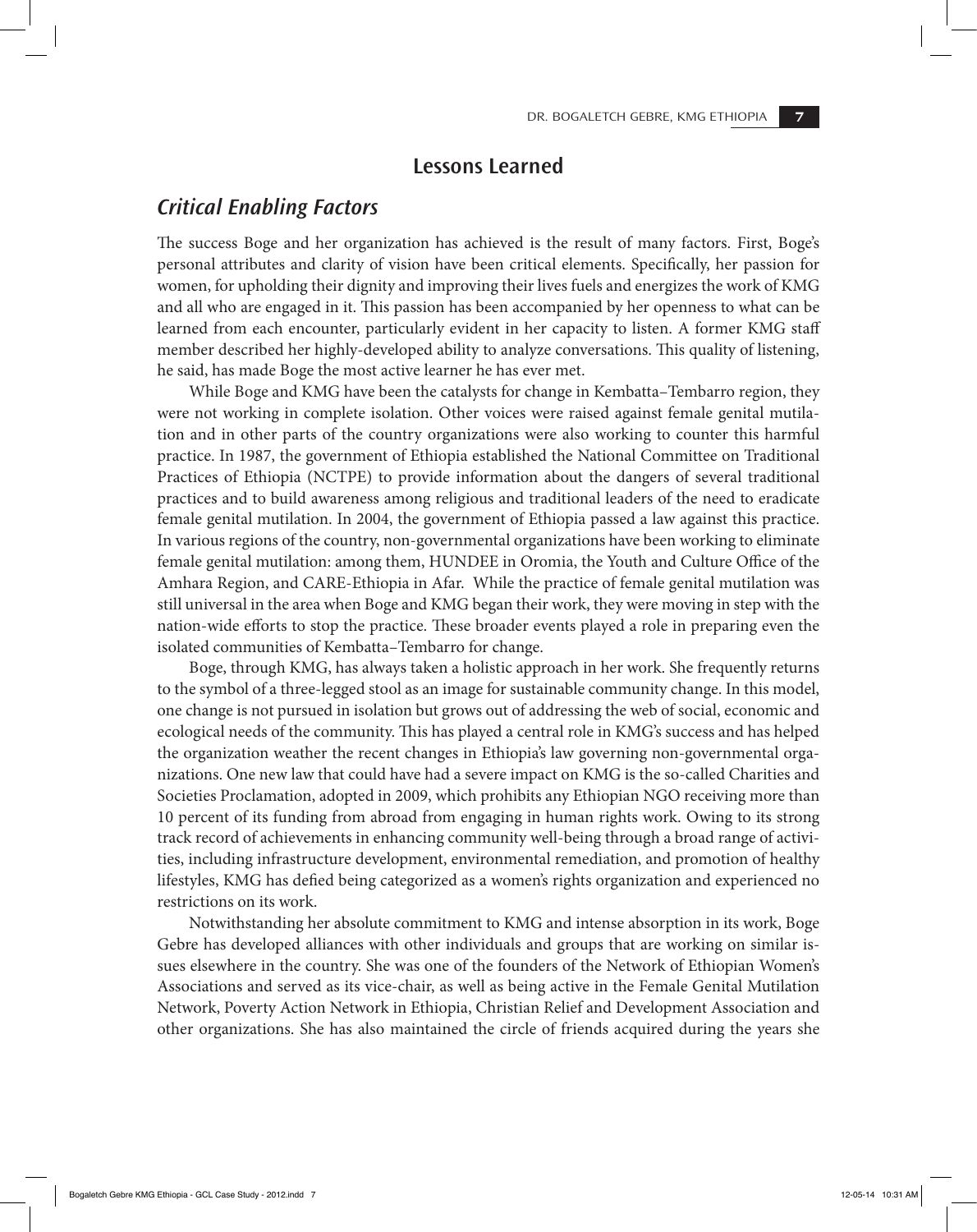## Lessons Learned

### *Critical Enabling Factors*

The success Boge and her organization has achieved is the result of many factors. First, Boge's personal attributes and clarity of vision have been critical elements. Specifically, her passion for women, for upholding their dignity and improving their lives fuels and energizes the work of KMG and all who are engaged in it. This passion has been accompanied by her openness to what can be learned from each encounter, particularly evident in her capacity to listen. A former KMG staff member described her highly-developed ability to analyze conversations. This quality of listening, he said, has made Boge the most active learner he has ever met.

While Boge and KMG have been the catalysts for change in Kembatta–Tembarro region, they were not working in complete isolation. Other voices were raised against female genital mutilation and in other parts of the country organizations were also working to counter this harmful practice. In 1987, the government of Ethiopia established the National Committee on Traditional Practices of Ethiopia (NCTPE) to provide information about the dangers of several traditional practices and to build awareness among religious and traditional leaders of the need to eradicate female genital mutilation. In 2004, the government of Ethiopia passed a law against this practice. In various regions of the country, non-governmental organizations have been working to eliminate female genital mutilation: among them, HUNDEE in Oromia, the Youth and Culture Office of the Amhara Region, and CARE-Ethiopia in Afar. While the practice of female genital mutilation was still universal in the area when Boge and KMG began their work, they were moving in step with the nation-wide efforts to stop the practice. These broader events played a role in preparing even the isolated communities of Kembatta–Tembarro for change.

Boge, through KMG, has always taken a holistic approach in her work. She frequently returns to the symbol of a three-legged stool as an image for sustainable community change. In this model, one change is not pursued in isolation but grows out of addressing the web of social, economic and ecological needs of the community. This has played a central role in KMG's success and has helped the organization weather the recent changes in Ethiopia's law governing non-governmental organizations. One new law that could have had a severe impact on KMG is the so-called Charities and Societies Proclamation, adopted in 2009, which prohibits any Ethiopian NGO receiving more than 10 percent of its funding from abroad from engaging in human rights work. Owing to its strong track record of achievements in enhancing community well-being through a broad range of activities, including infrastructure development, environmental remediation, and promotion of healthy lifestyles, KMG has defied being categorized as a women's rights organization and experienced no restrictions on its work.

Notwithstanding her absolute commitment to KMG and intense absorption in its work, Boge Gebre has developed alliances with other individuals and groups that are working on similar issues elsewhere in the country. She was one of the founders of the Network of Ethiopian Women's Associations and served as its vice-chair, as well as being active in the Female Genital Mutilation Network, Poverty Action Network in Ethiopia, Christian Relief and Development Association and other organizations. She has also maintained the circle of friends acquired during the years she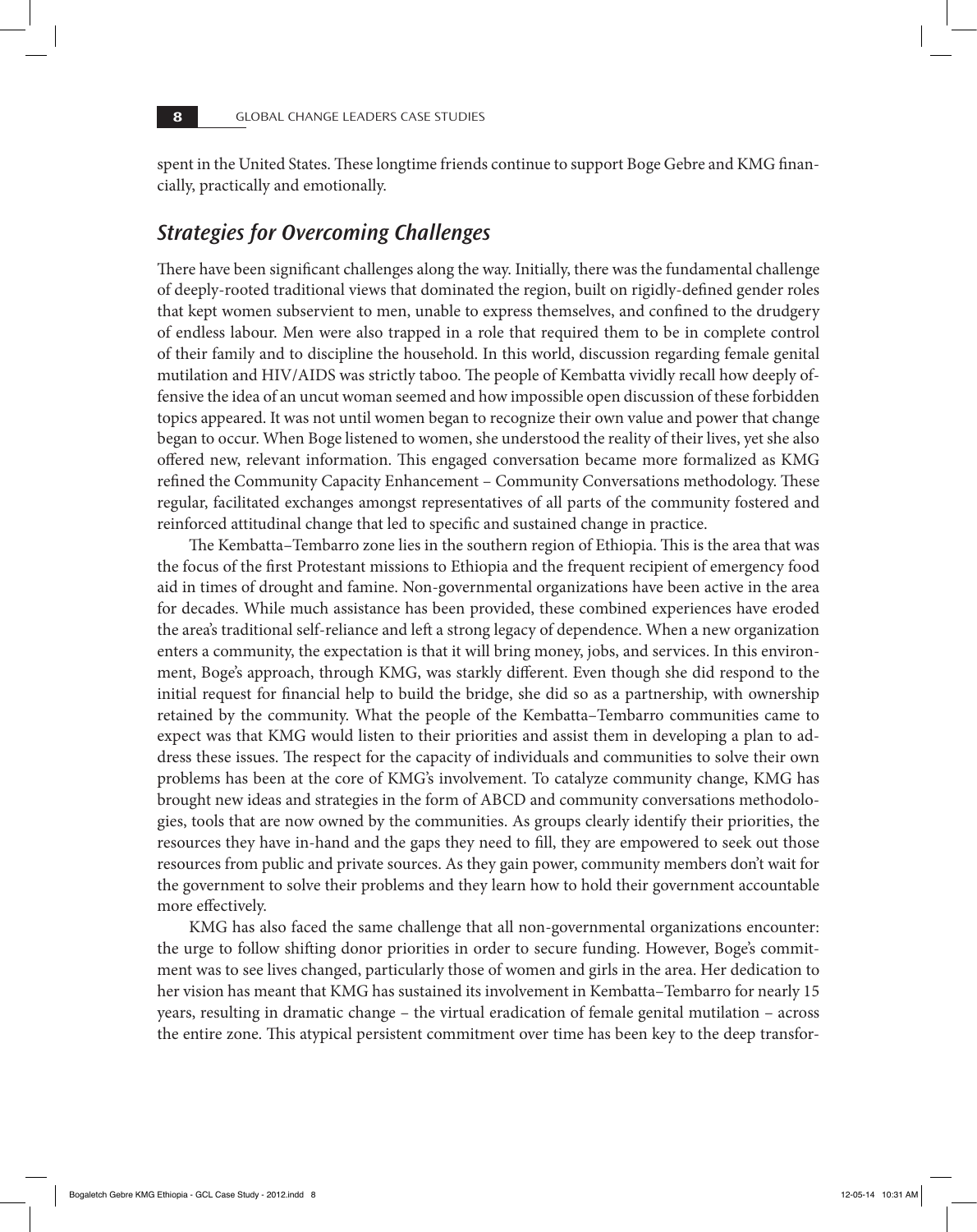spent in the United States. These longtime friends continue to support Boge Gebre and KMG financially, practically and emotionally.

## *Strategies for Overcoming Challenges*

There have been significant challenges along the way. Initially, there was the fundamental challenge of deeply-rooted traditional views that dominated the region, built on rigidly-defined gender roles that kept women subservient to men, unable to express themselves, and confined to the drudgery of endless labour. Men were also trapped in a role that required them to be in complete control of their family and to discipline the household. In this world, discussion regarding female genital mutilation and HIV/AIDS was strictly taboo. The people of Kembatta vividly recall how deeply offensive the idea of an uncut woman seemed and how impossible open discussion of these forbidden topics appeared. It was not until women began to recognize their own value and power that change began to occur. When Boge listened to women, she understood the reality of their lives, yet she also offered new, relevant information. This engaged conversation became more formalized as KMG refined the Community Capacity Enhancement – Community Conversations methodology. These regular, facilitated exchanges amongst representatives of all parts of the community fostered and reinforced attitudinal change that led to specific and sustained change in practice.

The Kembatta–Tembarro zone lies in the southern region of Ethiopia. This is the area that was the focus of the first Protestant missions to Ethiopia and the frequent recipient of emergency food aid in times of drought and famine. Non-governmental organizations have been active in the area for decades. While much assistance has been provided, these combined experiences have eroded the area's traditional self-reliance and left a strong legacy of dependence. When a new organization enters a community, the expectation is that it will bring money, jobs, and services. In this environment, Boge's approach, through KMG, was starkly different. Even though she did respond to the initial request for financial help to build the bridge, she did so as a partnership, with ownership retained by the community. What the people of the Kembatta–Tembarro communities came to expect was that KMG would listen to their priorities and assist them in developing a plan to address these issues. The respect for the capacity of individuals and communities to solve their own problems has been at the core of KMG's involvement. To catalyze community change, KMG has brought new ideas and strategies in the form of ABCD and community conversations methodologies, tools that are now owned by the communities. As groups clearly identify their priorities, the resources they have in-hand and the gaps they need to fill, they are empowered to seek out those resources from public and private sources. As they gain power, community members don't wait for the government to solve their problems and they learn how to hold their government accountable more effectively.

KMG has also faced the same challenge that all non-governmental organizations encounter: the urge to follow shifting donor priorities in order to secure funding. However, Boge's commitment was to see lives changed, particularly those of women and girls in the area. Her dedication to her vision has meant that KMG has sustained its involvement in Kembatta–Tembarro for nearly 15 years, resulting in dramatic change – the virtual eradication of female genital mutilation – across the entire zone. This atypical persistent commitment over time has been key to the deep transfor-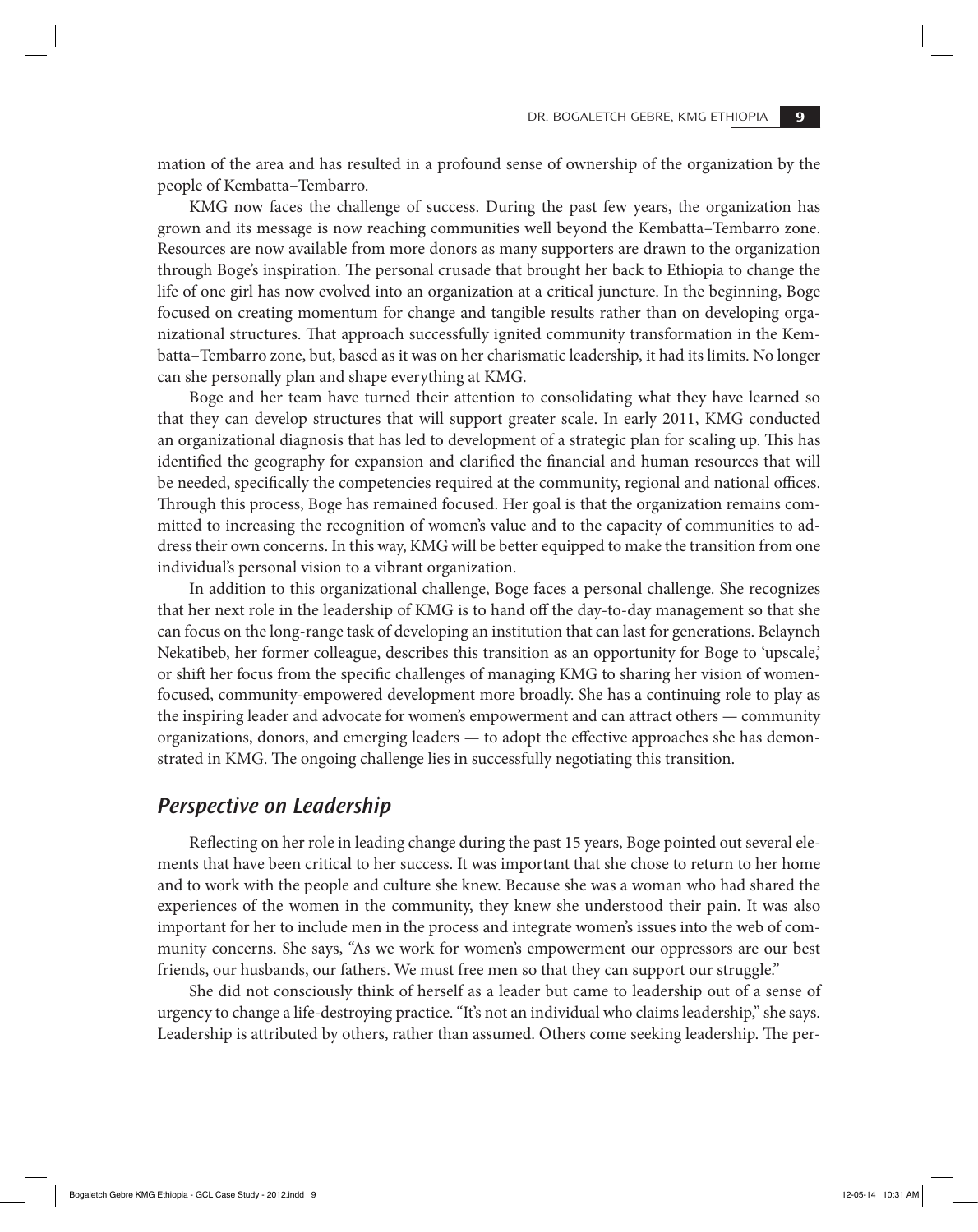mation of the area and has resulted in a profound sense of ownership of the organization by the people of Kembatta–Tembarro.

KMG now faces the challenge of success. During the past few years, the organization has grown and its message is now reaching communities well beyond the Kembatta–Tembarro zone. Resources are now available from more donors as many supporters are drawn to the organization through Boge's inspiration. The personal crusade that brought her back to Ethiopia to change the life of one girl has now evolved into an organization at a critical juncture. In the beginning, Boge focused on creating momentum for change and tangible results rather than on developing organizational structures. That approach successfully ignited community transformation in the Kembatta–Tembarro zone, but, based as it was on her charismatic leadership, it had its limits. No longer can she personally plan and shape everything at KMG.

Boge and her team have turned their attention to consolidating what they have learned so that they can develop structures that will support greater scale. In early 2011, KMG conducted an organizational diagnosis that has led to development of a strategic plan for scaling up. This has identified the geography for expansion and clarified the financial and human resources that will be needed, specifically the competencies required at the community, regional and national offices. Through this process, Boge has remained focused. Her goal is that the organization remains committed to increasing the recognition of women's value and to the capacity of communities to address their own concerns. In this way, KMG will be better equipped to make the transition from one individual's personal vision to a vibrant organization.

In addition to this organizational challenge, Boge faces a personal challenge. She recognizes that her next role in the leadership of KMG is to hand off the day-to-day management so that she can focus on the long-range task of developing an institution that can last for generations. Belayneh Nekatibeb, her former colleague, describes this transition as an opportunity for Boge to 'upscale,' or shift her focus from the specific challenges of managing KMG to sharing her vision of women-focused, community-empowered development more broadly. She has a continuing role to play as the inspiring leader and advocate for women's empowerment and can attract others — community organizations, donors, and emerging leaders — to adopt the effective approaches she has demonstrated in KMG. The ongoing challenge lies in successfully negotiating this transition.

## *Perspective on Leadership*

Reflecting on her role in leading change during the past 15 years, Boge pointed out several elements that have been critical to her success. It was important that she chose to return to her home and to work with the people and culture she knew. Because she was a woman who had shared the experiences of the women in the community, they knew she understood their pain. It was also important for her to include men in the process and integrate women's issues into the web of community concerns. She says, "As we work for women's empowerment our oppressors are our best friends, our husbands, our fathers. We must free men so that they can support our struggle."

She did not consciously think of herself as a leader but came to leadership out of a sense of urgency to change a life-destroying practice. "It's not an individual who claims leadership," she says. Leadership is attributed by others, rather than assumed. Others come seeking leadership. The per-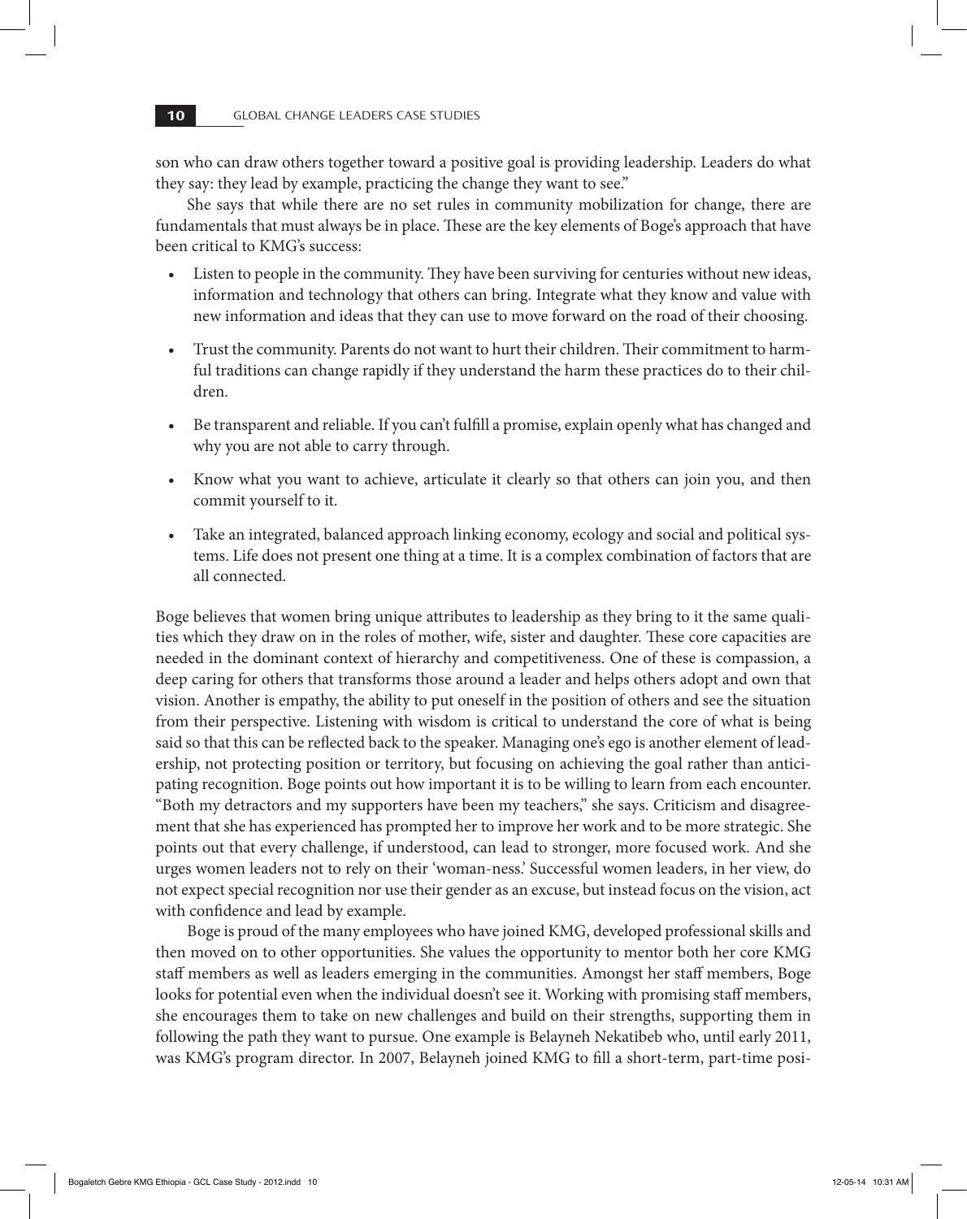son who can draw others together toward a positive goal is providing leadership. Leaders do what they say: they lead by example, practicing the change they want to see."

She says that while there are no set rules in community mobilization for change, there are fundamentals that must always be in place. These are the key elements of Boge's approach that have been critical to KMG's success:

- Listen to people in the community. They have been surviving for centuries without new ideas, information and technology that others can bring. Integrate what they know and value with new information and ideas that they can use to move forward on the road of their choosing.
- Trust the community. Parents do not want to hurt their children. Their commitment to harmful traditions can change rapidly if they understand the harm these practices do to their children.
- Be transparent and reliable. If you can't fulfill a promise, explain openly what has changed and why you are not able to carry through.
- Know what you want to achieve, articulate it clearly so that others can join you, and then commit yourself to it.
- Take an integrated, balanced approach linking economy, ecology and social and political systems. Life does not present one thing at a time. It is a complex combination of factors that are all connected.

Boge believes that women bring unique attributes to leadership as they bring to it the same qualities which they draw on in the roles of mother, wife, sister and daughter. These core capacities are needed in the dominant context of hierarchy and competitiveness. One of these is compassion, a deep caring for others that transforms those around a leader and helps others adopt and own that vision. Another is empathy, the ability to put oneself in the position of others and see the situation from their perspective. Listening with wisdom is critical to understand the core of what is being said so that this can be reflected back to the speaker. Managing one's ego is another element of leadership, not protecting position or territory, but focusing on achieving the goal rather than anticipating recognition. Boge points out how important it is to be willing to learn from each encounter. "Both my detractors and my supporters have been my teachers," she says. Criticism and disagreement that she has experienced has prompted her to improve her work and to be more strategic. She points out that every challenge, if understood, can lead to stronger, more focused work. And she urges women leaders not to rely on their 'woman-ness.' Successful women leaders, in her view, do not expect special recognition nor use their gender as an excuse, but instead focus on the vision, act with confidence and lead by example.

Boge is proud of the many employees who have joined KMG, developed professional skills and then moved on to other opportunities. She values the opportunity to mentor both her core KMG staff members as well as leaders emerging in the communities. Amongst her staff members, Boge looks for potential even when the individual doesn't see it. Working with promising staff members, she encourages them to take on new challenges and build on their strengths, supporting them in following the path they want to pursue. One example is Belayneh Nekatibeb who, until early 2011, was KMG's program director. In 2007, Belayneh joined KMG to fill a short-term, part-time posi-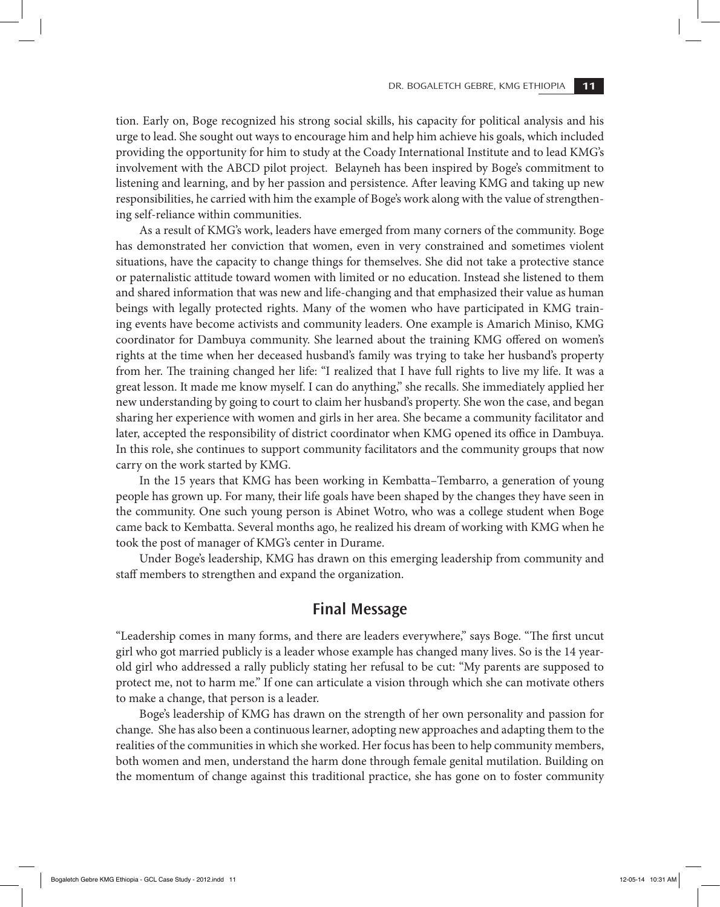tion. Early on, Boge recognized his strong social skills, his capacity for political analysis and his urge to lead. She sought out ways to encourage him and help him achieve his goals, which included providing the opportunity for him to study at the Coady International Institute and to lead KMG's involvement with the ABCD pilot project. Belayneh has been inspired by Boge's commitment to listening and learning, and by her passion and persistence. After leaving KMG and taking up new responsibilities, he carried with him the example of Boge's work along with the value of strengthening self-reliance within communities.

As a result of KMG's work, leaders have emerged from many corners of the community. Boge has demonstrated her conviction that women, even in very constrained and sometimes violent situations, have the capacity to change things for themselves. She did not take a protective stance or paternalistic attitude toward women with limited or no education. Instead she listened to them and shared information that was new and life-changing and that emphasized their value as human beings with legally protected rights. Many of the women who have participated in KMG training events have become activists and community leaders. One example is Amarich Miniso, KMG coordinator for Dambuya community. She learned about the training KMG offered on women's rights at the time when her deceased husband's family was trying to take her husband's property from her. The training changed her life: "I realized that I have full rights to live my life. It was a great lesson. It made me know myself. I can do anything," she recalls. She immediately applied her new understanding by going to court to claim her husband's property. She won the case, and began sharing her experience with women and girls in her area. She became a community facilitator and later, accepted the responsibility of district coordinator when KMG opened its office in Dambuya. In this role, she continues to support community facilitators and the community groups that now carry on the work started by KMG.

In the 15 years that KMG has been working in Kembatta–Tembarro, a generation of young people has grown up. For many, their life goals have been shaped by the changes they have seen in the community. One such young person is Abinet Wotro, who was a college student when Boge came back to Kembatta. Several months ago, he realized his dream of working with KMG when he took the post of manager of KMG's center in Durame.

Under Boge's leadership, KMG has drawn on this emerging leadership from community and staff members to strengthen and expand the organization.

## Final Message

"Leadership comes in many forms, and there are leaders everywhere," says Boge. "The first uncut girl who got married publicly is a leader whose example has changed many lives. So is the 14 year-old girl who addressed a rally publicly stating her refusal to be cut: "My parents are supposed to protect me, not to harm me." If one can articulate a vision through which she can motivate others to make a change, that person is a leader.

Boge's leadership of KMG has drawn on the strength of her own personality and passion for change. She has also been a continuous learner, adopting new approaches and adapting them to the realities of the communities in which she worked. Her focus has been to help community members, both women and men, understand the harm done through female genital mutilation. Building on the momentum of change against this traditional practice, she has gone on to foster community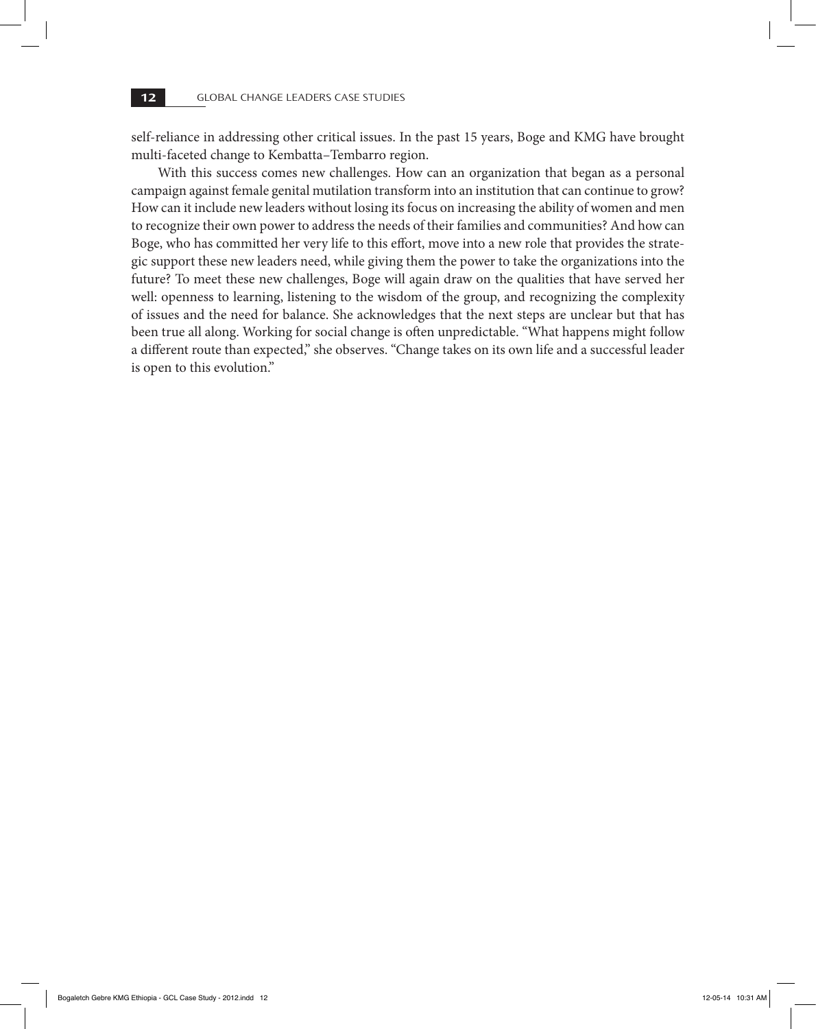self-reliance in addressing other critical issues. In the past 15 years, Boge and KMG have brought multi-faceted change to Kembatta–Tembarro region.

With this success comes new challenges. How can an organization that began as a personal campaign against female genital mutilation transform into an institution that can continue to grow? How can it include new leaders without losing its focus on increasing the ability of women and men to recognize their own power to address the needs of their families and communities? And how can Boge, who has committed her very life to this effort, move into a new role that provides the strategic support these new leaders need, while giving them the power to take the organizations into the future? To meet these new challenges, Boge will again draw on the qualities that have served her well: openness to learning, listening to the wisdom of the group, and recognizing the complexity of issues and the need for balance. She acknowledges that the next steps are unclear but that has been true all along. Working for social change is often unpredictable. "What happens might follow a different route than expected," she observes. "Change takes on its own life and a successful leader is open to this evolution."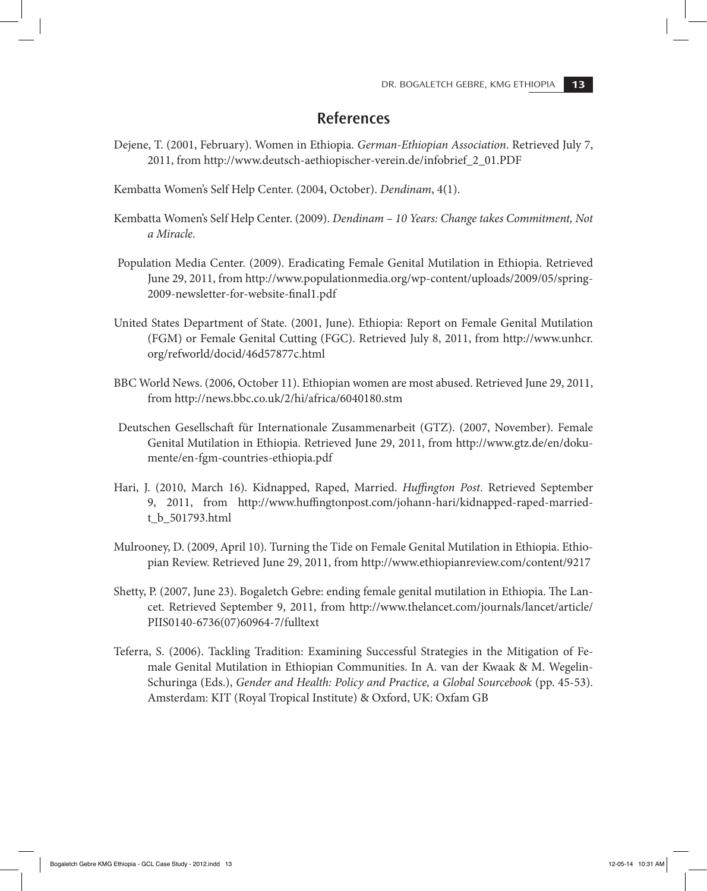## References

Dejene, T. (2001, February). Women in Ethiopia. *German-Ethiopian Association*. Retrieved July 7, 2011, from http://www.deutsch-aethiopischer-verein.de/infobrief_2_01.PDF

Kembatta Women's Self Help Center. (2004, October). *Dendinam*, 4(1).

Kembatta Women's Self Help Center. (2009). *Dendinam – 10 Years: Change takes Commitment, Not a Miracle*.

Population Media Center. (2009). Eradicating Female Genital Mutilation in Ethiopia. Retrieved June 29, 2011, from http://www.populationmedia.org/wp-content/uploads/2009/05/spring-2009-newsletter-for-website-final1.pdf

United States Department of State. (2001, June). Ethiopia: Report on Female Genital Mutilation (FGM) or Female Genital Cutting (FGC). Retrieved July 8, 2011, from http://www.unhcr.org/refworld/docid/46d57877c.html

BBC World News. (2006, October 11). Ethiopian women are most abused. Retrieved June 29, 2011, from http://news.bbc.co.uk/2/hi/africa/6040180.stm

Deutschen Gesellschaft für Internationale Zusammenarbeit (GTZ). (2007, November). Female Genital Mutilation in Ethiopia. Retrieved June 29, 2011, from http://www.gtz.de/en/dokumente/en-fgm-countries-ethiopia.pdf

Hari, J. (2010, March 16). Kidnapped, Raped, Married. *Huffington Post*. Retrieved September 9, 2011, from http://www.huffingtonpost.com/johann-hari/kidnapped-raped-married-t_b_501793.html

Mulrooney, D. (2009, April 10). Turning the Tide on Female Genital Mutilation in Ethiopia. Ethiopian Review. Retrieved June 29, 2011, from http://www.ethiopianreview.com/content/9217

Shetty, P. (2007, June 23). Bogaletch Gebre: ending female genital mutilation in Ethiopia. The Lancet. Retrieved September 9, 2011, from http://www.thelancet.com/journals/lancet/article/PIIS0140-6736(07)60964-7/fulltext

Teferra, S. (2006). Tackling Tradition: Examining Successful Strategies in the Mitigation of Female Genital Mutilation in Ethiopian Communities. In A. van der Kwaak & M. Wegelin-Schuringa (Eds.), *Gender and Health: Policy and Practice, a Global Sourcebook* (pp. 45-53). Amsterdam: KIT (Royal Tropical Institute) & Oxford, UK: Oxfam GB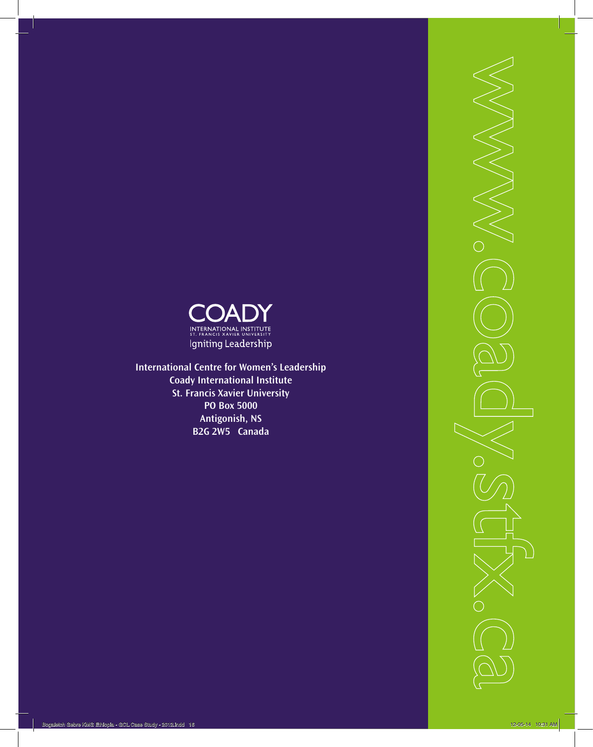COADY

INTERNATIONAL INSTITUTE
ST. FRANCIS XAVIER UNIVERSITY

Igniting Leadership

**International Centre for Women's Leadership**
**Coady International Institute**
**St. Francis Xavier University**
**PO Box 5000**
**Antigonish, NS**
**B2G 2W5 Canada**

www.coady.stfx.ca